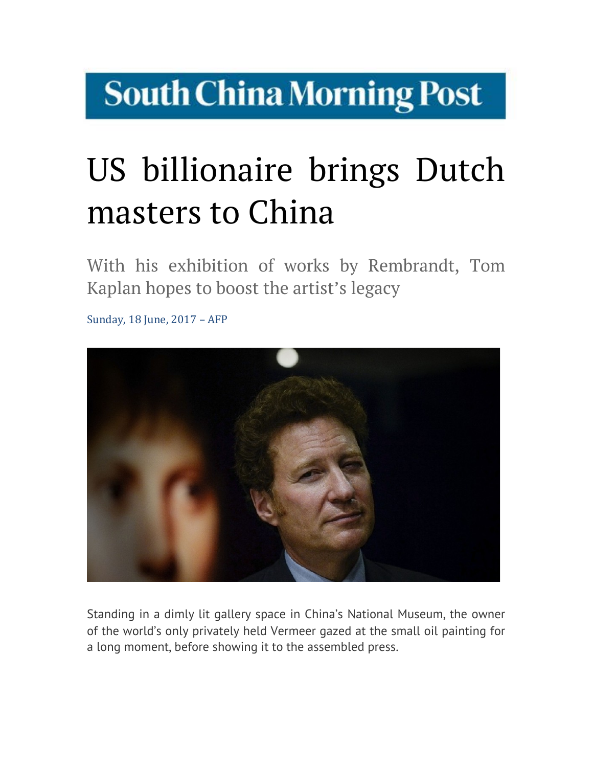South China Morning Post

# US billionaire brings Dutch masters to China

## With his exhibition of works by Rembrandt, Tom Kaplan hopes to boost the artist's legacy

Sunday, 18 June, 2017 – AFP

Standing in a dimly lit gallery space in China's National Museum, the owner of the world's only privately held Vermeer gazed at the small oil painting for a long moment, before showing it to the assembled press.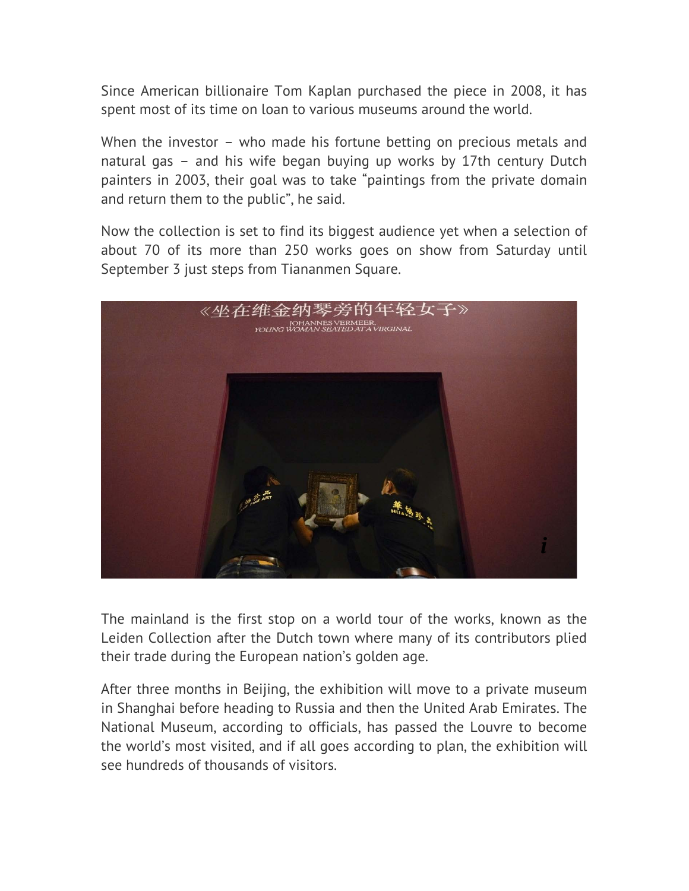Since American billionaire Tom Kaplan purchased the piece in 2008, it has spent most of its time on loan to various museums around the world.

When the investor – who made his fortune betting on precious metals and natural gas – and his wife began buying up works by 17th century Dutch painters in 2003, their goal was to take "paintings from the private domain and return them to the public", he said.

Now the collection is set to find its biggest audience yet when a selection of about 70 of its more than 250 works goes on show from Saturday until September 3 just steps from Tiananmen Square.

The mainland is the first stop on a world tour of the works, known as the Leiden Collection after the Dutch town where many of its contributors plied their trade during the European nation's golden age.

After three months in Beijing, the exhibition will move to a private museum in Shanghai before heading to Russia and then the United Arab Emirates. The National Museum, according to officials, has passed the Louvre to become the world's most visited, and if all goes according to plan, the exhibition will see hundreds of thousands of visitors.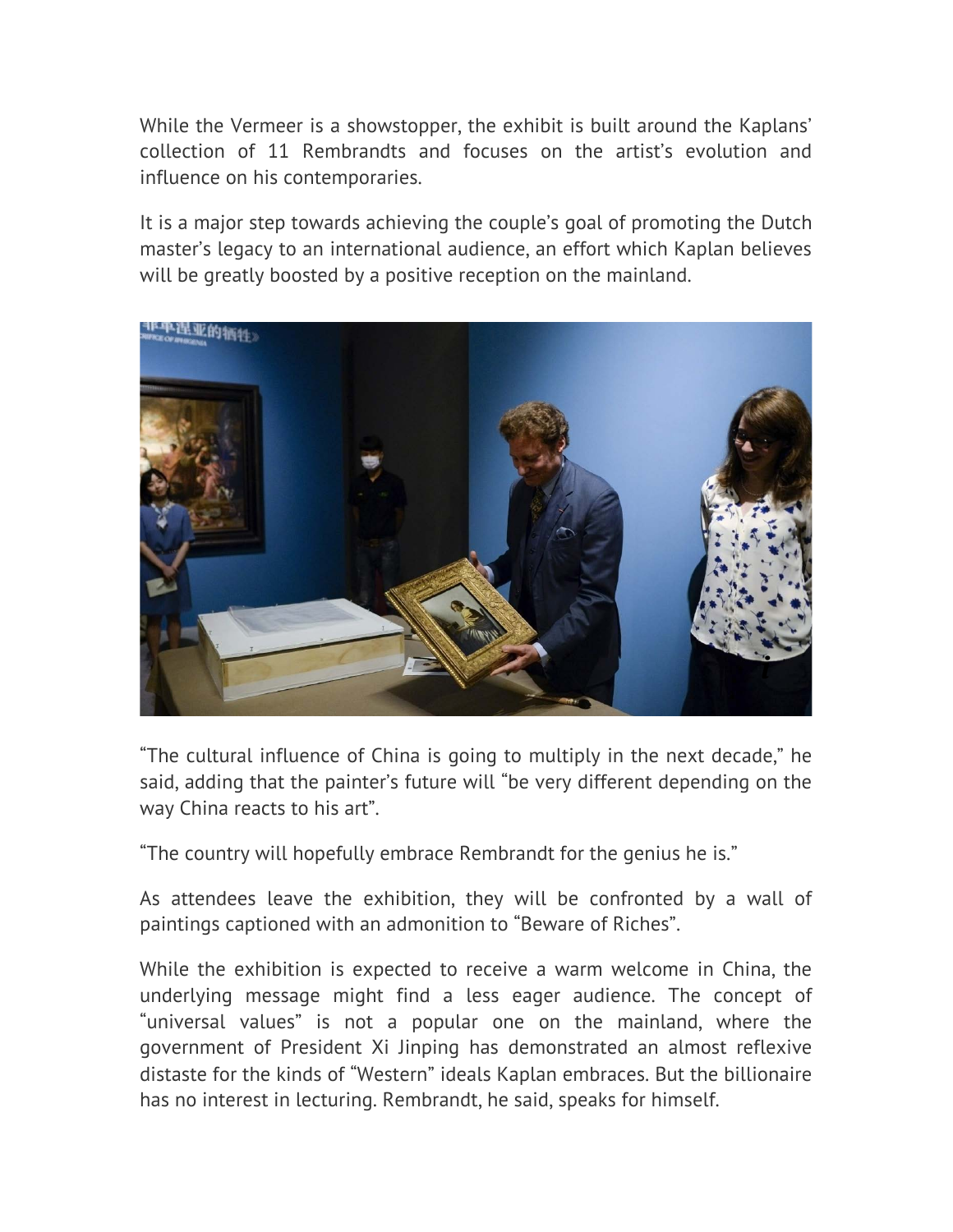While the Vermeer is a showstopper, the exhibit is built around the Kaplans' collection of 11 Rembrandts and focuses on the artist's evolution and influence on his contemporaries.

It is a major step towards achieving the couple's goal of promoting the Dutch master's legacy to an international audience, an effort which Kaplan believes will be greatly boosted by a positive reception on the mainland.

"The cultural influence of China is going to multiply in the next decade," he said, adding that the painter's future will "be very different depending on the way China reacts to his art".

"The country will hopefully embrace Rembrandt for the genius he is."

As attendees leave the exhibition, they will be confronted by a wall of paintings captioned with an admonition to "Beware of Riches".

While the exhibition is expected to receive a warm welcome in China, the underlying message might find a less eager audience. The concept of "universal values" is not a popular one on the mainland, where the government of President Xi Jinping has demonstrated an almost reflexive distaste for the kinds of "Western" ideals Kaplan embraces. But the billionaire has no interest in lecturing. Rembrandt, he said, speaks for himself.